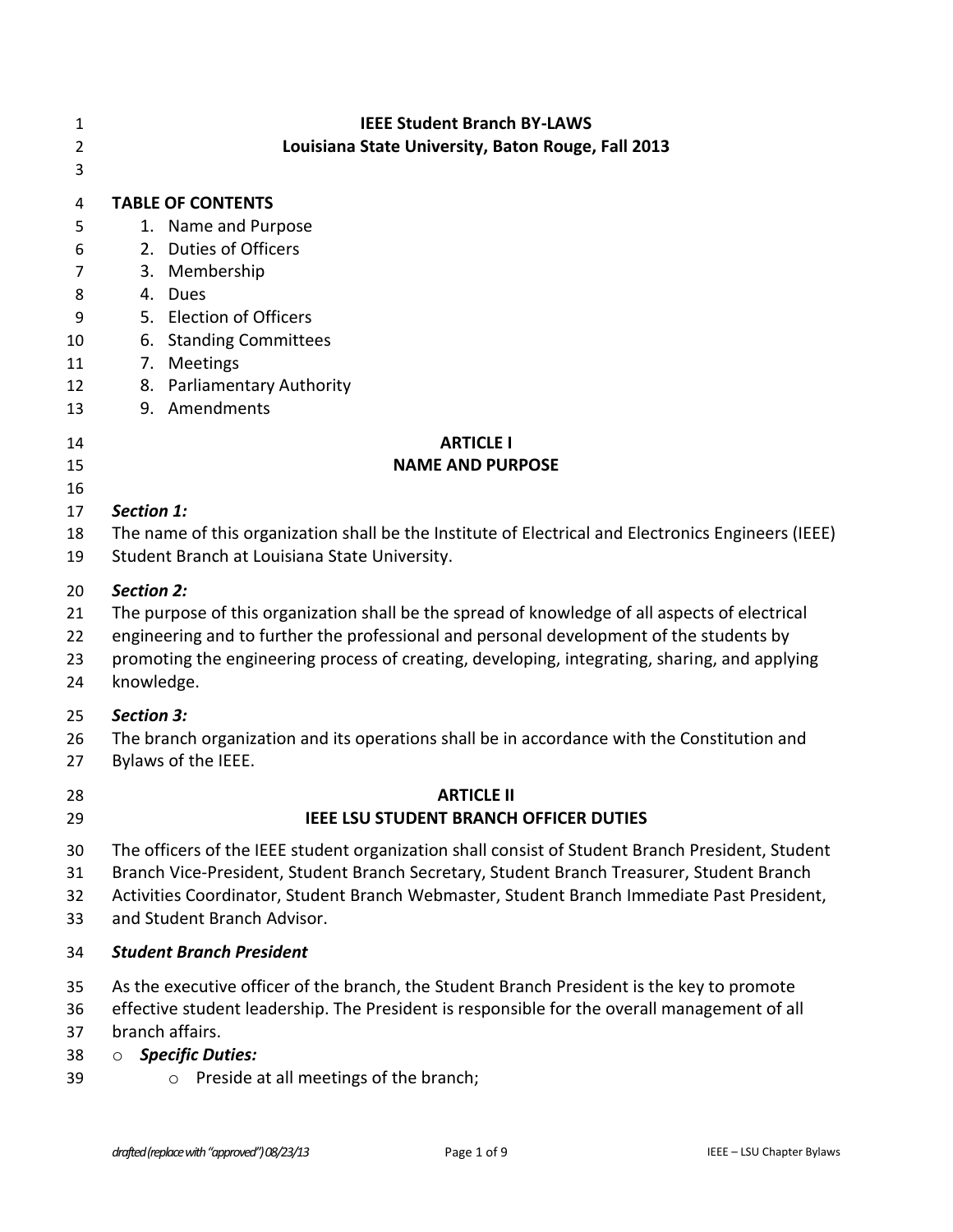# IEEE Student Branch BY-LAWS
## Louisiana State University, Baton Rouge, Fall 2013

**TABLE OF CONTENTS**

1. Name and Purpose
2. Duties of Officers
3. Membership
4. Dues
5. Election of Officers
6. Standing Committees
7. Meetings
8. Parliamentary Authority
9. Amendments

## ARTICLE I
## NAME AND PURPOSE

***Section 1:***
The name of this organization shall be the Institute of Electrical and Electronics Engineers (IEEE) Student Branch at Louisiana State University.

***Section 2:***
The purpose of this organization shall be the spread of knowledge of all aspects of electrical engineering and to further the professional and personal development of the students by promoting the engineering process of creating, developing, integrating, sharing, and applying knowledge.

***Section 3:***
The branch organization and its operations shall be in accordance with the Constitution and Bylaws of the IEEE.

## ARTICLE II
## IEEE LSU STUDENT BRANCH OFFICER DUTIES

The officers of the IEEE student organization shall consist of Student Branch President, Student Branch Vice-President, Student Branch Secretary, Student Branch Treasurer, Student Branch Activities Coordinator, Student Branch Webmaster, Student Branch Immediate Past President, and Student Branch Advisor.

***Student Branch President***

As the executive officer of the branch, the Student Branch President is the key to promote effective student leadership. The President is responsible for the overall management of all branch affairs.

- ***Specific Duties:***
  - Preside at all meetings of the branch;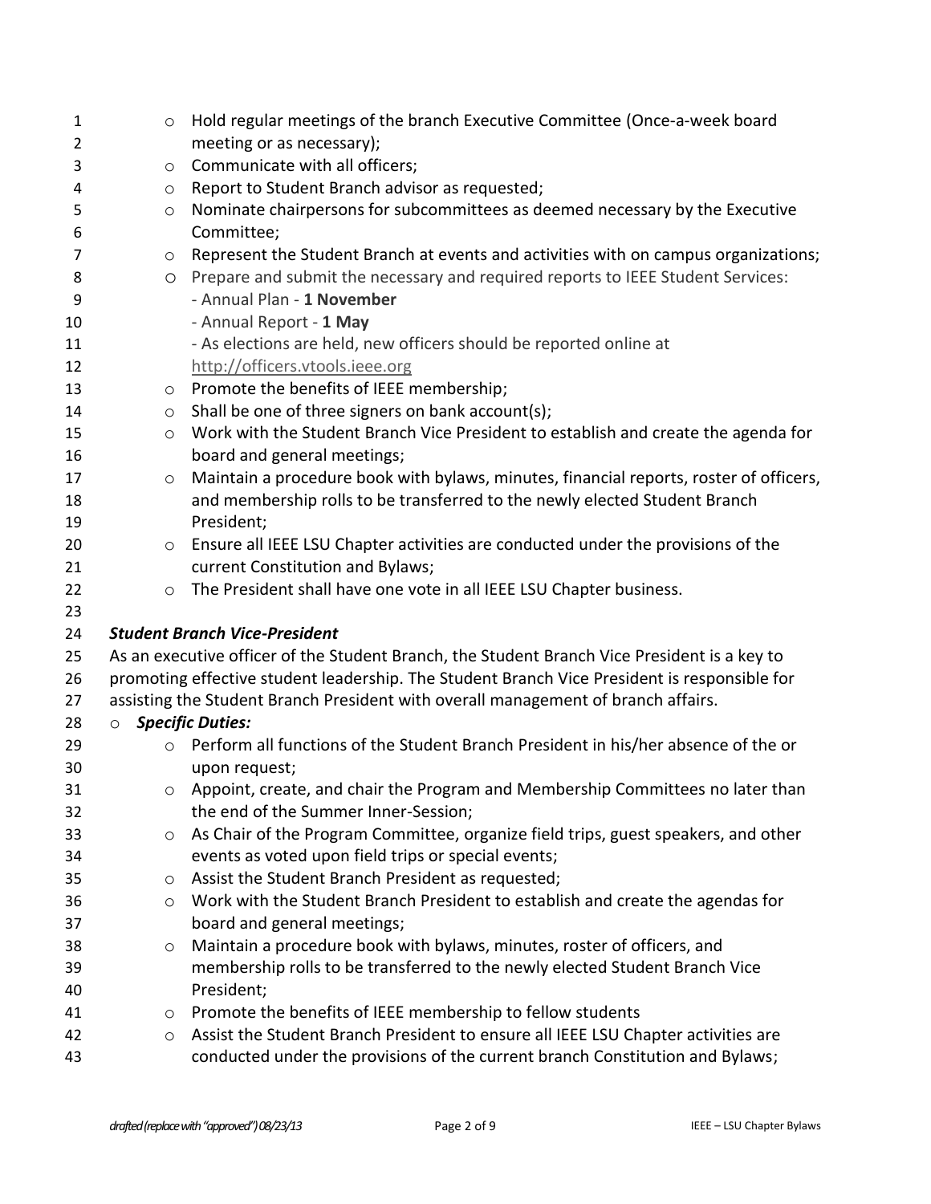- Hold regular meetings of the branch Executive Committee (Once-a-week board meeting or as necessary);
- Communicate with all officers;
- Report to Student Branch advisor as requested;
- Nominate chairpersons for subcommittees as deemed necessary by the Executive Committee;
- Represent the Student Branch at events and activities with on campus organizations;
- Prepare and submit the necessary and required reports to IEEE Student Services:
  - Annual Plan - **1 November**
  - Annual Report - **1 May**
  - As elections are held, new officers should be reported online at http://officers.vtools.ieee.org
- Promote the benefits of IEEE membership;
- Shall be one of three signers on bank account(s);
- Work with the Student Branch Vice President to establish and create the agenda for board and general meetings;
- Maintain a procedure book with bylaws, minutes, financial reports, roster of officers, and membership rolls to be transferred to the newly elected Student Branch President;
- Ensure all IEEE LSU Chapter activities are conducted under the provisions of the current Constitution and Bylaws;
- The President shall have one vote in all IEEE LSU Chapter business.

***Student Branch Vice-President***

As an executive officer of the Student Branch, the Student Branch Vice President is a key to promoting effective student leadership. The Student Branch Vice President is responsible for assisting the Student Branch President with overall management of branch affairs.

- ***Specific Duties:***
  - Perform all functions of the Student Branch President in his/her absence of the or upon request;
  - Appoint, create, and chair the Program and Membership Committees no later than the end of the Summer Inner-Session;
  - As Chair of the Program Committee, organize field trips, guest speakers, and other events as voted upon field trips or special events;
  - Assist the Student Branch President as requested;
  - Work with the Student Branch President to establish and create the agendas for board and general meetings;
  - Maintain a procedure book with bylaws, minutes, roster of officers, and membership rolls to be transferred to the newly elected Student Branch Vice President;
  - Promote the benefits of IEEE membership to fellow students
  - Assist the Student Branch President to ensure all IEEE LSU Chapter activities are conducted under the provisions of the current branch Constitution and Bylaws;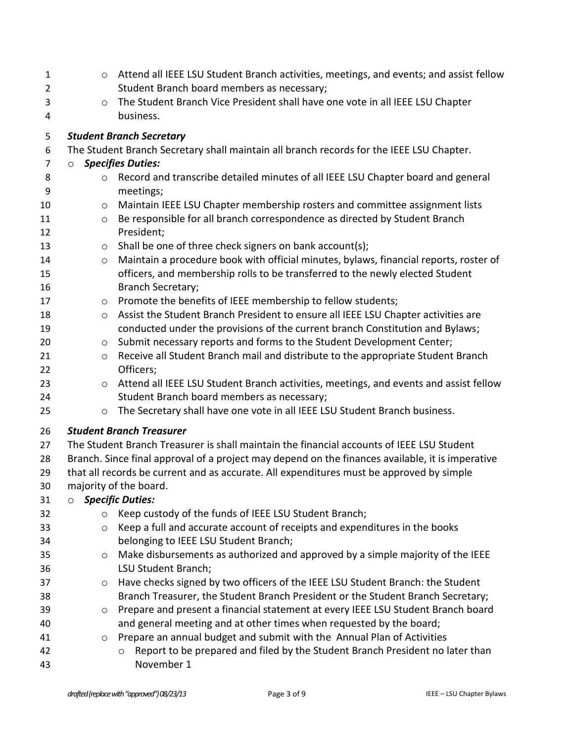- Attend all IEEE LSU Student Branch activities, meetings, and events; and assist fellow Student Branch board members as necessary;
- The Student Branch Vice President shall have one vote in all IEEE LSU Chapter business.

***Student Branch Secretary***

The Student Branch Secretary shall maintain all branch records for the IEEE LSU Chapter.

- ***Specifies Duties:***
  - Record and transcribe detailed minutes of all IEEE LSU Chapter board and general meetings;
  - Maintain IEEE LSU Chapter membership rosters and committee assignment lists
  - Be responsible for all branch correspondence as directed by Student Branch President;
  - Shall be one of three check signers on bank account(s);
  - Maintain a procedure book with official minutes, bylaws, financial reports, roster of officers, and membership rolls to be transferred to the newly elected Student Branch Secretary;
  - Promote the benefits of IEEE membership to fellow students;
  - Assist the Student Branch President to ensure all IEEE LSU Chapter activities are conducted under the provisions of the current branch Constitution and Bylaws;
  - Submit necessary reports and forms to the Student Development Center;
  - Receive all Student Branch mail and distribute to the appropriate Student Branch Officers;
  - Attend all IEEE LSU Student Branch activities, meetings, and events and assist fellow Student Branch board members as necessary;
  - The Secretary shall have one vote in all IEEE LSU Student Branch business.

***Student Branch Treasurer***

The Student Branch Treasurer is shall maintain the financial accounts of IEEE LSU Student Branch. Since final approval of a project may depend on the finances available, it is imperative that all records be current and as accurate. All expenditures must be approved by simple majority of the board.

- ***Specific Duties:***
  - Keep custody of the funds of IEEE LSU Student Branch;
  - Keep a full and accurate account of receipts and expenditures in the books belonging to IEEE LSU Student Branch;
  - Make disbursements as authorized and approved by a simple majority of the IEEE LSU Student Branch;
  - Have checks signed by two officers of the IEEE LSU Student Branch: the Student Branch Treasurer, the Student Branch President or the Student Branch Secretary;
  - Prepare and present a financial statement at every IEEE LSU Student Branch board and general meeting and at other times when requested by the board;
  - Prepare an annual budget and submit with the Annual Plan of Activities
    - Report to be prepared and filed by the Student Branch President no later than November 1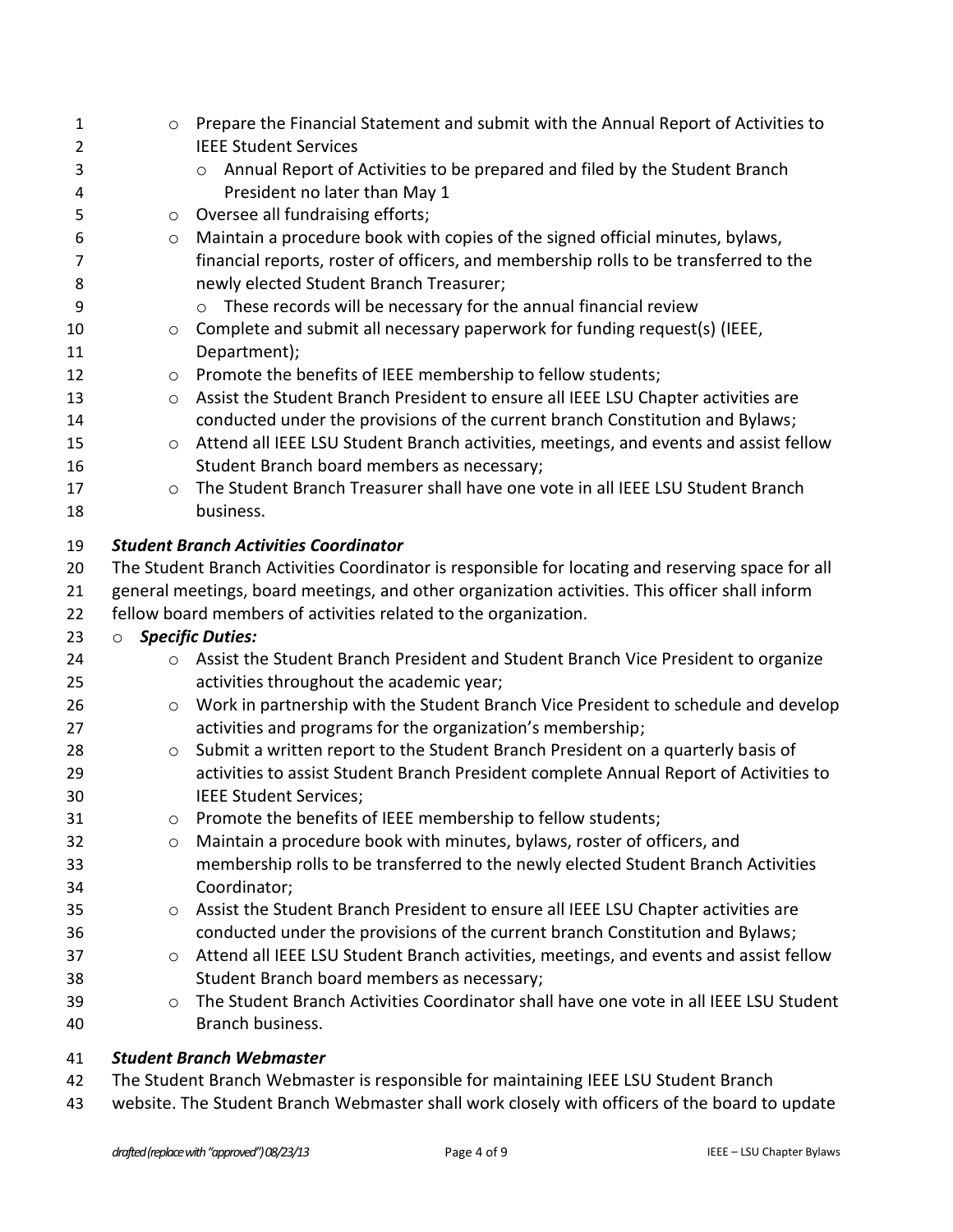- Prepare the Financial Statement and submit with the Annual Report of Activities to IEEE Student Services
    - Annual Report of Activities to be prepared and filed by the Student Branch President no later than May 1
- Oversee all fundraising efforts;
- Maintain a procedure book with copies of the signed official minutes, bylaws, financial reports, roster of officers, and membership rolls to be transferred to the newly elected Student Branch Treasurer;
    - These records will be necessary for the annual financial review
- Complete and submit all necessary paperwork for funding request(s) (IEEE, Department);
- Promote the benefits of IEEE membership to fellow students;
- Assist the Student Branch President to ensure all IEEE LSU Chapter activities are conducted under the provisions of the current branch Constitution and Bylaws;
- Attend all IEEE LSU Student Branch activities, meetings, and events and assist fellow Student Branch board members as necessary;
- The Student Branch Treasurer shall have one vote in all IEEE LSU Student Branch business.

***Student Branch Activities Coordinator***

The Student Branch Activities Coordinator is responsible for locating and reserving space for all general meetings, board meetings, and other organization activities. This officer shall inform fellow board members of activities related to the organization.

- ***Specific Duties:***
    - Assist the Student Branch President and Student Branch Vice President to organize activities throughout the academic year;
    - Work in partnership with the Student Branch Vice President to schedule and develop activities and programs for the organization's membership;
    - Submit a written report to the Student Branch President on a quarterly basis of activities to assist Student Branch President complete Annual Report of Activities to IEEE Student Services;
    - Promote the benefits of IEEE membership to fellow students;
    - Maintain a procedure book with minutes, bylaws, roster of officers, and membership rolls to be transferred to the newly elected Student Branch Activities Coordinator;
    - Assist the Student Branch President to ensure all IEEE LSU Chapter activities are conducted under the provisions of the current branch Constitution and Bylaws;
    - Attend all IEEE LSU Student Branch activities, meetings, and events and assist fellow Student Branch board members as necessary;
    - The Student Branch Activities Coordinator shall have one vote in all IEEE LSU Student Branch business.

***Student Branch Webmaster***

The Student Branch Webmaster is responsible for maintaining IEEE LSU Student Branch website. The Student Branch Webmaster shall work closely with officers of the board to update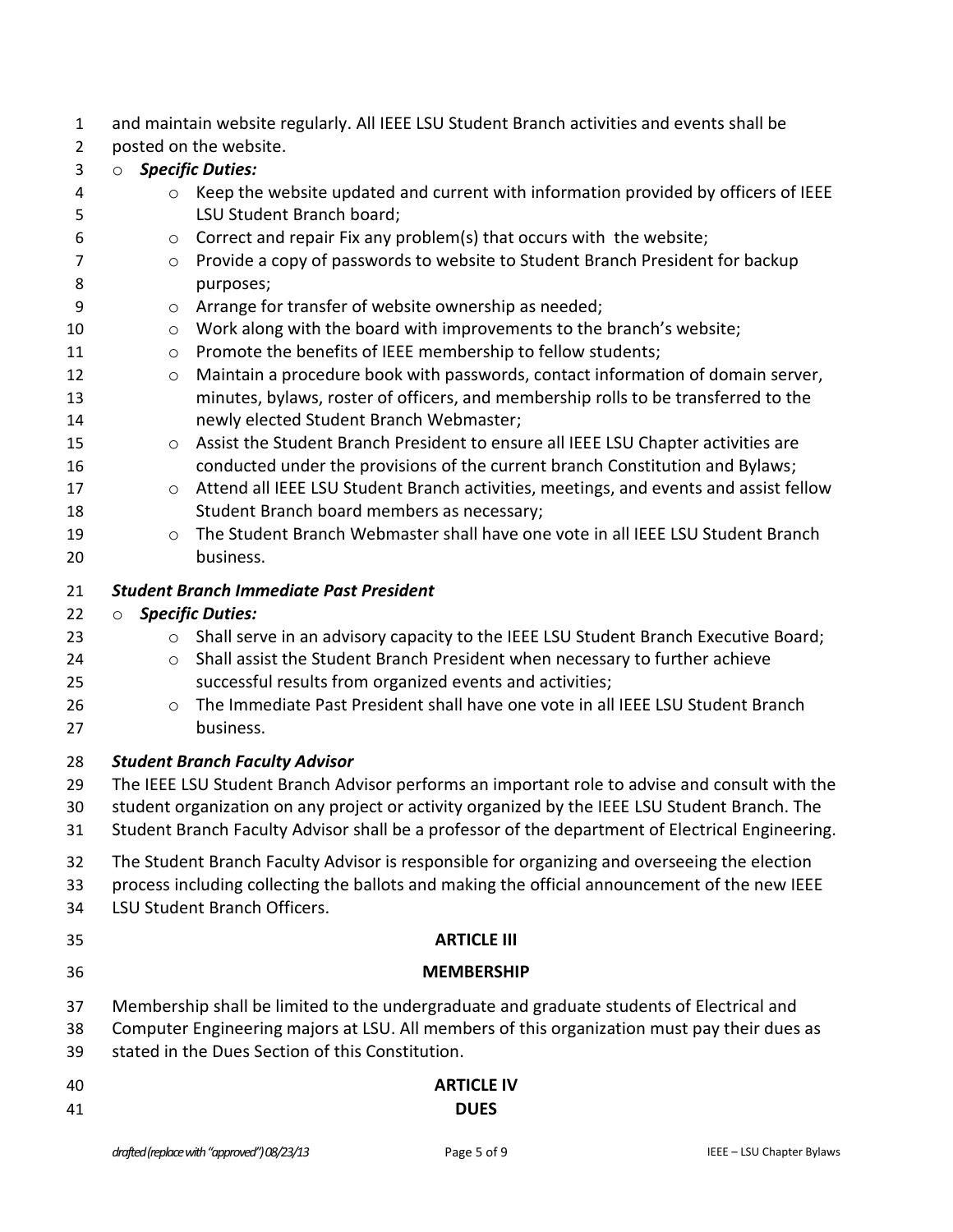and maintain website regularly. All IEEE LSU Student Branch activities and events shall be posted on the website.

- ***Specific Duties:***
  - Keep the website updated and current with information provided by officers of IEEE LSU Student Branch board;
  - Correct and repair Fix any problem(s) that occurs with the website;
  - Provide a copy of passwords to website to Student Branch President for backup purposes;
  - Arrange for transfer of website ownership as needed;
  - Work along with the board with improvements to the branch's website;
  - Promote the benefits of IEEE membership to fellow students;
  - Maintain a procedure book with passwords, contact information of domain server, minutes, bylaws, roster of officers, and membership rolls to be transferred to the newly elected Student Branch Webmaster;
  - Assist the Student Branch President to ensure all IEEE LSU Chapter activities are conducted under the provisions of the current branch Constitution and Bylaws;
  - Attend all IEEE LSU Student Branch activities, meetings, and events and assist fellow Student Branch board members as necessary;
  - The Student Branch Webmaster shall have one vote in all IEEE LSU Student Branch business.

***Student Branch Immediate Past President***

- ***Specific Duties:***
  - Shall serve in an advisory capacity to the IEEE LSU Student Branch Executive Board;
  - Shall assist the Student Branch President when necessary to further achieve successful results from organized events and activities;
  - The Immediate Past President shall have one vote in all IEEE LSU Student Branch business.

***Student Branch Faculty Advisor***

The IEEE LSU Student Branch Advisor performs an important role to advise and consult with the student organization on any project or activity organized by the IEEE LSU Student Branch. The Student Branch Faculty Advisor shall be a professor of the department of Electrical Engineering.

The Student Branch Faculty Advisor is responsible for organizing and overseeing the election process including collecting the ballots and making the official announcement of the new IEEE LSU Student Branch Officers.

## ARTICLE III

## MEMBERSHIP

Membership shall be limited to the undergraduate and graduate students of Electrical and Computer Engineering majors at LSU. All members of this organization must pay their dues as stated in the Dues Section of this Constitution.

## ARTICLE IV

## DUES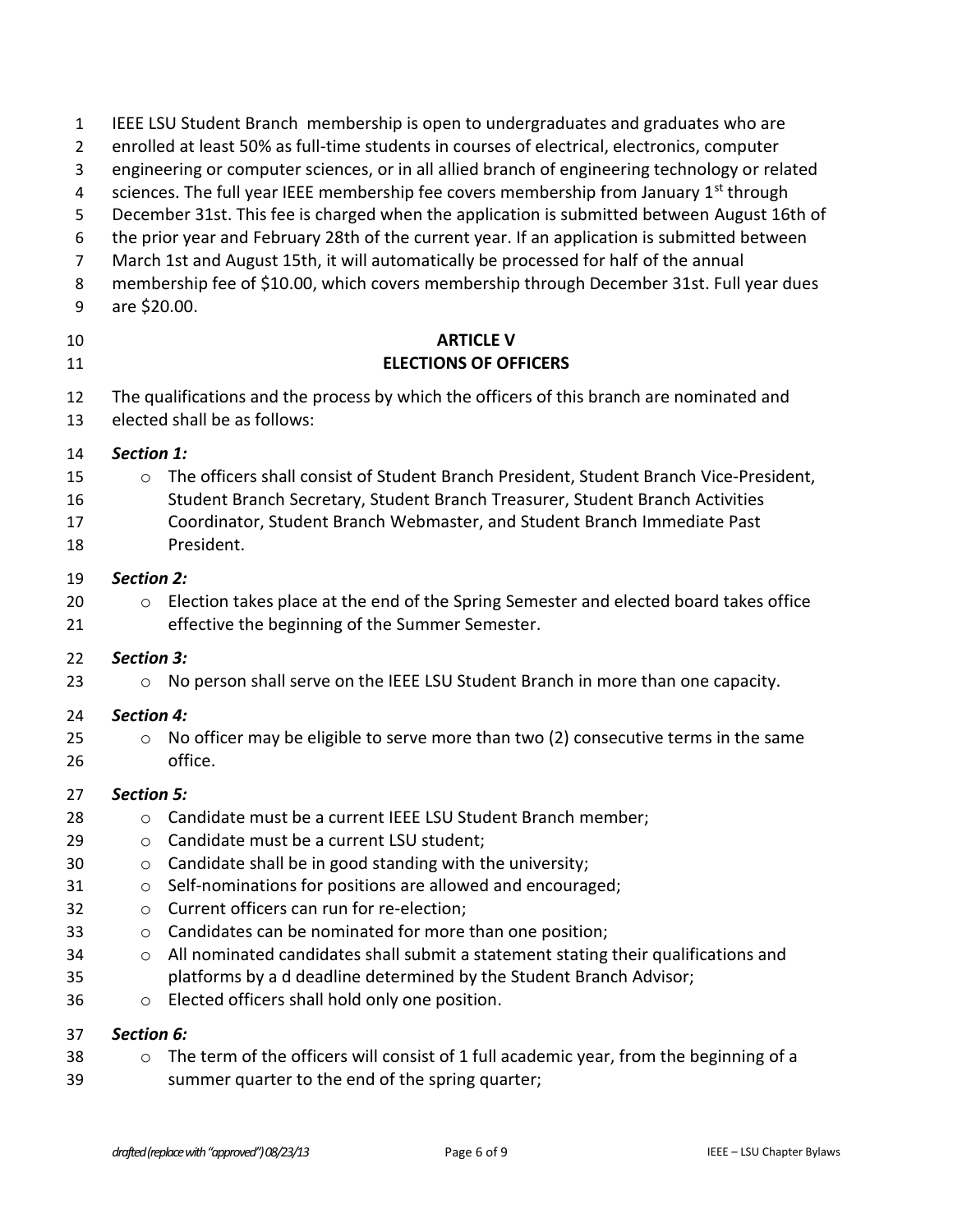IEEE LSU Student Branch membership is open to undergraduates and graduates who are enrolled at least 50% as full-time students in courses of electrical, electronics, computer engineering or computer sciences, or in all allied branch of engineering technology or related sciences. The full year IEEE membership fee covers membership from January 1st through December 31st. This fee is charged when the application is submitted between August 16th of the prior year and February 28th of the current year. If an application is submitted between March 1st and August 15th, it will automatically be processed for half of the annual membership fee of $10.00, which covers membership through December 31st. Full year dues are $20.00.

## ARTICLE V
## ELECTIONS OF OFFICERS

The qualifications and the process by which the officers of this branch are nominated and elected shall be as follows:

***Section 1:***

- The officers shall consist of Student Branch President, Student Branch Vice-President, Student Branch Secretary, Student Branch Treasurer, Student Branch Activities Coordinator, Student Branch Webmaster, and Student Branch Immediate Past President.

***Section 2:***

- Election takes place at the end of the Spring Semester and elected board takes office effective the beginning of the Summer Semester.

***Section 3:***

- No person shall serve on the IEEE LSU Student Branch in more than one capacity.

***Section 4:***

- No officer may be eligible to serve more than two (2) consecutive terms in the same office.

***Section 5:***

- Candidate must be a current IEEE LSU Student Branch member;
- Candidate must be a current LSU student;
- Candidate shall be in good standing with the university;
- Self-nominations for positions are allowed and encouraged;
- Current officers can run for re-election;
- Candidates can be nominated for more than one position;
- All nominated candidates shall submit a statement stating their qualifications and platforms by a d deadline determined by the Student Branch Advisor;
- Elected officers shall hold only one position.

***Section 6:***

- The term of the officers will consist of 1 full academic year, from the beginning of a summer quarter to the end of the spring quarter;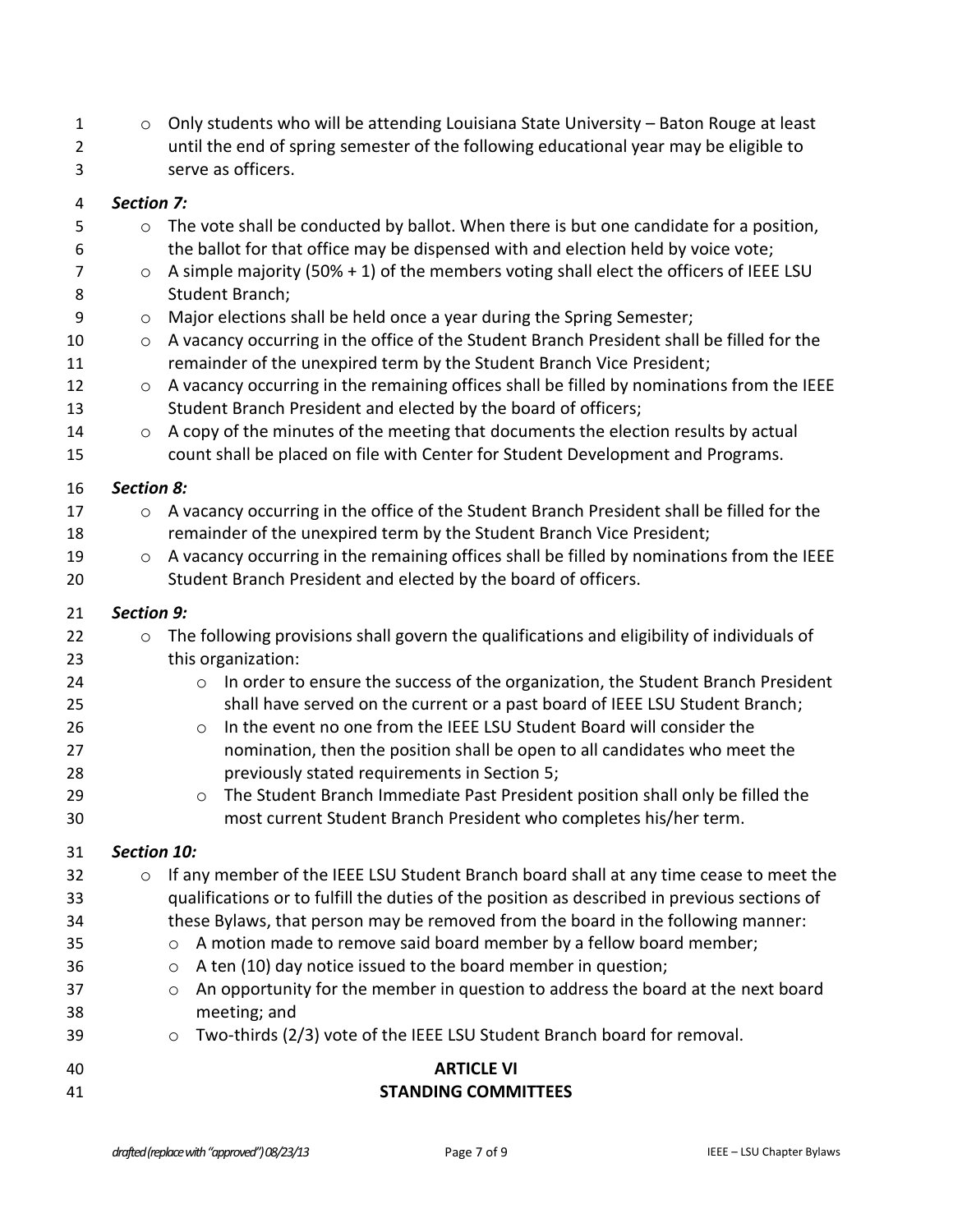- Only students who will be attending Louisiana State University – Baton Rouge at least until the end of spring semester of the following educational year may be eligible to serve as officers.

***Section 7:***

- The vote shall be conducted by ballot. When there is but one candidate for a position, the ballot for that office may be dispensed with and election held by voice vote;
- A simple majority (50% + 1) of the members voting shall elect the officers of IEEE LSU Student Branch;
- Major elections shall be held once a year during the Spring Semester;
- A vacancy occurring in the office of the Student Branch President shall be filled for the remainder of the unexpired term by the Student Branch Vice President;
- A vacancy occurring in the remaining offices shall be filled by nominations from the IEEE Student Branch President and elected by the board of officers;
- A copy of the minutes of the meeting that documents the election results by actual count shall be placed on file with Center for Student Development and Programs.

***Section 8:***

- A vacancy occurring in the office of the Student Branch President shall be filled for the remainder of the unexpired term by the Student Branch Vice President;
- A vacancy occurring in the remaining offices shall be filled by nominations from the IEEE Student Branch President and elected by the board of officers.

***Section 9:***

- The following provisions shall govern the qualifications and eligibility of individuals of this organization:
  - In order to ensure the success of the organization, the Student Branch President shall have served on the current or a past board of IEEE LSU Student Branch;
  - In the event no one from the IEEE LSU Student Board will consider the nomination, then the position shall be open to all candidates who meet the previously stated requirements in Section 5;
  - The Student Branch Immediate Past President position shall only be filled the most current Student Branch President who completes his/her term.

***Section 10:***

- If any member of the IEEE LSU Student Branch board shall at any time cease to meet the qualifications or to fulfill the duties of the position as described in previous sections of these Bylaws, that person may be removed from the board in the following manner:
  - A motion made to remove said board member by a fellow board member;
  - A ten (10) day notice issued to the board member in question;
  - An opportunity for the member in question to address the board at the next board meeting; and
  - Two-thirds (2/3) vote of the IEEE LSU Student Branch board for removal.

## ARTICLE VI
## STANDING COMMITTEES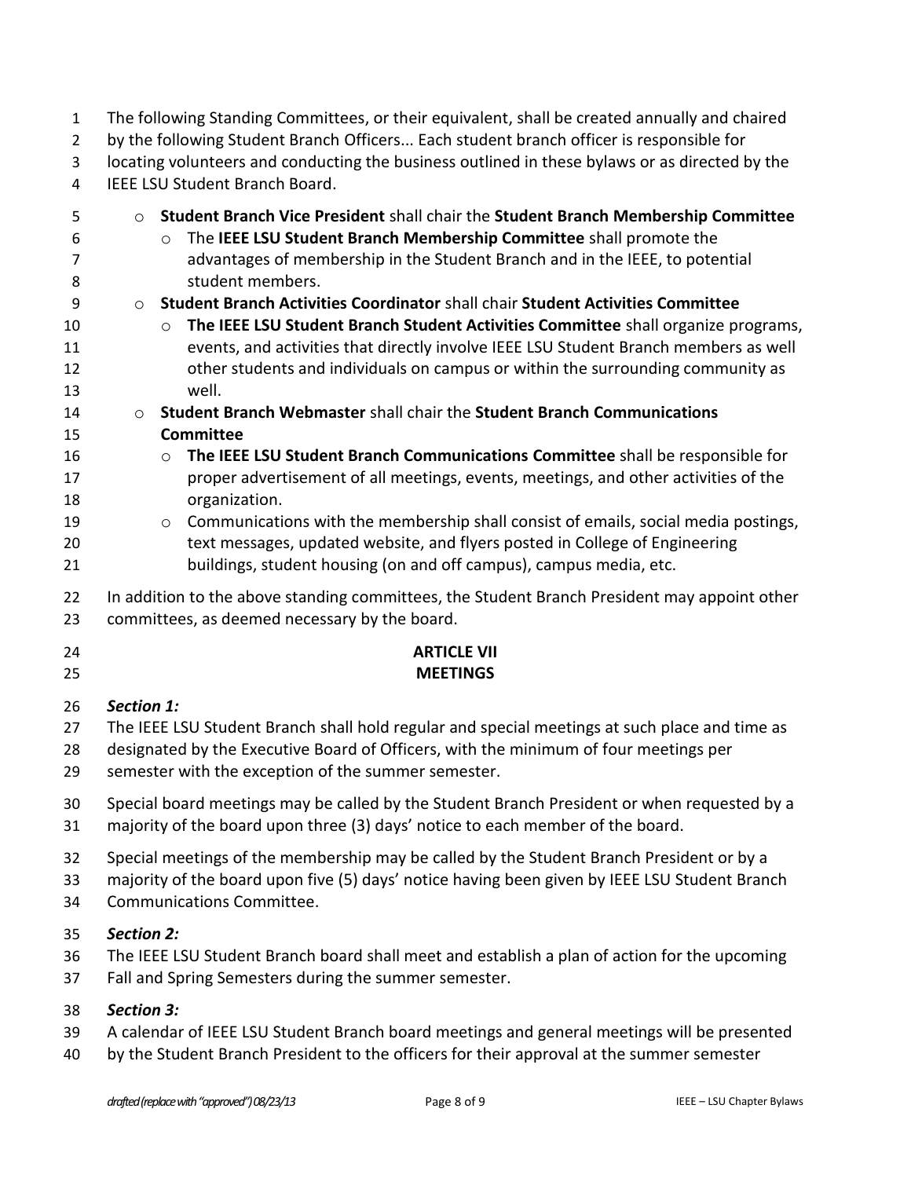The following Standing Committees, or their equivalent, shall be created annually and chaired by the following Student Branch Officers... Each student branch officer is responsible for locating volunteers and conducting the business outlined in these bylaws or as directed by the IEEE LSU Student Branch Board.

- **Student Branch Vice President** shall chair the **Student Branch Membership Committee**
  - The **IEEE LSU Student Branch Membership Committee** shall promote the advantages of membership in the Student Branch and in the IEEE, to potential student members.
- **Student Branch Activities Coordinator** shall chair **Student Activities Committee**
  - **The IEEE LSU Student Branch Student Activities Committee** shall organize programs, events, and activities that directly involve IEEE LSU Student Branch members as well other students and individuals on campus or within the surrounding community as well.
- **Student Branch Webmaster** shall chair the **Student Branch Communications Committee**
  - **The IEEE LSU Student Branch Communications Committee** shall be responsible for proper advertisement of all meetings, events, meetings, and other activities of the organization.
  - Communications with the membership shall consist of emails, social media postings, text messages, updated website, and flyers posted in College of Engineering buildings, student housing (on and off campus), campus media, etc.

In addition to the above standing committees, the Student Branch President may appoint other committees, as deemed necessary by the board.

## ARTICLE VII
## MEETINGS

***Section 1:***

The IEEE LSU Student Branch shall hold regular and special meetings at such place and time as designated by the Executive Board of Officers, with the minimum of four meetings per semester with the exception of the summer semester.

Special board meetings may be called by the Student Branch President or when requested by a majority of the board upon three (3) days' notice to each member of the board.

Special meetings of the membership may be called by the Student Branch President or by a majority of the board upon five (5) days' notice having been given by IEEE LSU Student Branch Communications Committee.

***Section 2:***

The IEEE LSU Student Branch board shall meet and establish a plan of action for the upcoming Fall and Spring Semesters during the summer semester.

***Section 3:***

A calendar of IEEE LSU Student Branch board meetings and general meetings will be presented by the Student Branch President to the officers for their approval at the summer semester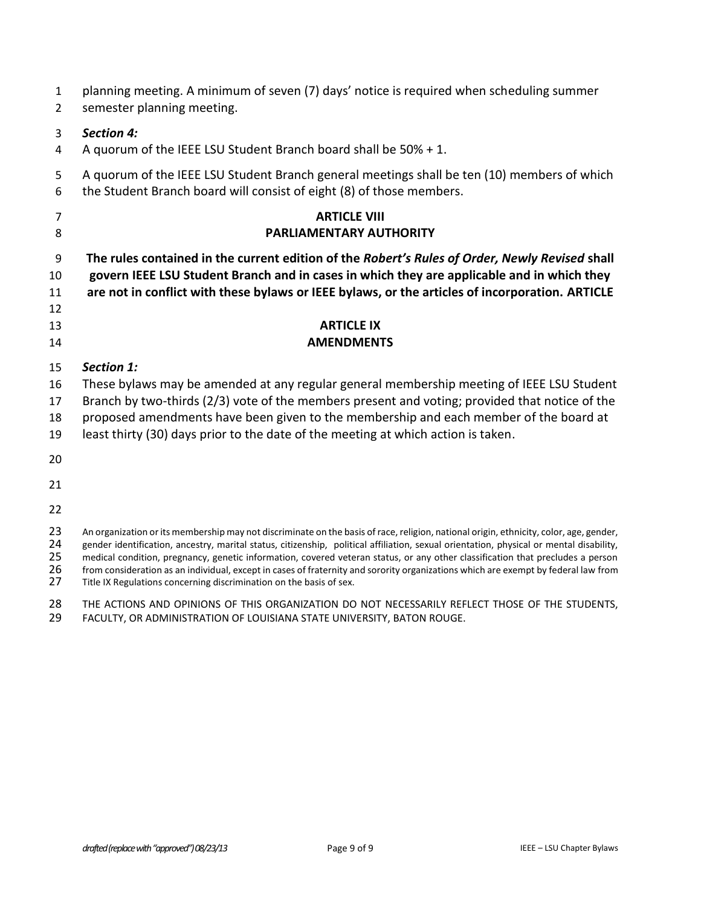planning meeting. A minimum of seven (7) days' notice is required when scheduling summer semester planning meeting.

***Section 4:***

A quorum of the IEEE LSU Student Branch board shall be 50% + 1.

A quorum of the IEEE LSU Student Branch general meetings shall be ten (10) members of which the Student Branch board will consist of eight (8) of those members.

## ARTICLE VIII
## PARLIAMENTARY AUTHORITY

**The rules contained in the current edition of the *Robert's Rules of Order, Newly Revised* shall govern IEEE LSU Student Branch and in cases in which they are applicable and in which they are not in conflict with these bylaws or IEEE bylaws, or the articles of incorporation. ARTICLE**

## ARTICLE IX
## AMENDMENTS

***Section 1:***

These bylaws may be amended at any regular general membership meeting of IEEE LSU Student Branch by two-thirds (2/3) vote of the members present and voting; provided that notice of the proposed amendments have been given to the membership and each member of the board at least thirty (30) days prior to the date of the meeting at which action is taken.

An organization or its membership may not discriminate on the basis of race, religion, national origin, ethnicity, color, age, gender, gender identification, ancestry, marital status, citizenship, political affiliation, sexual orientation, physical or mental disability, medical condition, pregnancy, genetic information, covered veteran status, or any other classification that precludes a person from consideration as an individual, except in cases of fraternity and sorority organizations which are exempt by federal law from Title IX Regulations concerning discrimination on the basis of sex.

THE ACTIONS AND OPINIONS OF THIS ORGANIZATION DO NOT NECESSARILY REFLECT THOSE OF THE STUDENTS, FACULTY, OR ADMINISTRATION OF LOUISIANA STATE UNIVERSITY, BATON ROUGE.